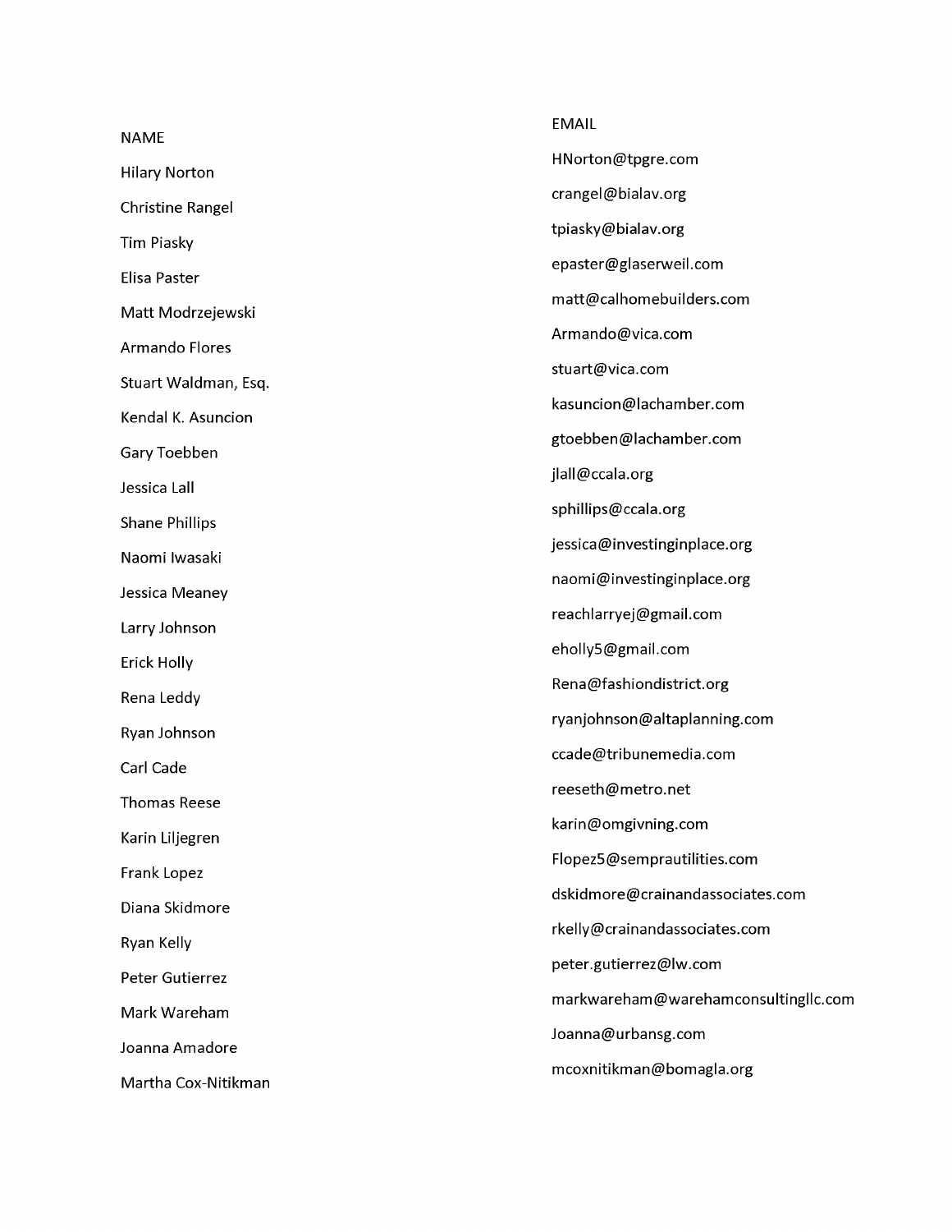| NAME | EMAIL |
| --- | --- |
| Hilary Norton | HNorton@tpgre.com |
| Christine Rangel | crangel@bialav.org |
| Tim Piasky | tpiasky@bialav.org |
| Elisa Paster | epaster@glaserweil.com |
| Matt Modrzejewski | matt@calhomebuilders.com |
| Armando Flores | Armando@vica.com |
| Stuart Waldman, Esq. | stuart@vica.com |
| Kendal K. Asuncion | kasuncion@lachamber.com |
| Gary Toebben | gtoebben@lachamber.com |
| Jessica Lall | jlall@ccala.org |
| Shane Phillips | sphillips@ccala.org |
| Naomi Iwasaki | jessica@investinginplace.org |
| Jessica Meaney | naomi@investinginplace.org |
| Larry Johnson | reachlarryej@gmail.com |
| Erick Holly | eholly5@gmail.com |
| Rena Leddy | Rena@fashiondistrict.org |
| Ryan Johnson | ryanjohnson@altaplanning.com |
| Carl Cade | ccade@tribunemedia.com |
| Thomas Reese | reeseth@metro.net |
| Karin Liljegren | karin@omgivning.com |
| Frank Lopez | Flopez5@semprautilities.com |
| Diana Skidmore | dskidmore@crainandassociates.com |
| Ryan Kelly | rkelly@crainandassociates.com |
| Peter Gutierrez | peter.gutierrez@lw.com |
| Mark Wareham | markwareham@warehamconsultingllc.com |
| Joanna Amadore | Joanna@urbansg.com |
| Martha Cox-Nitikman | mcoxnitikman@bomagla.org |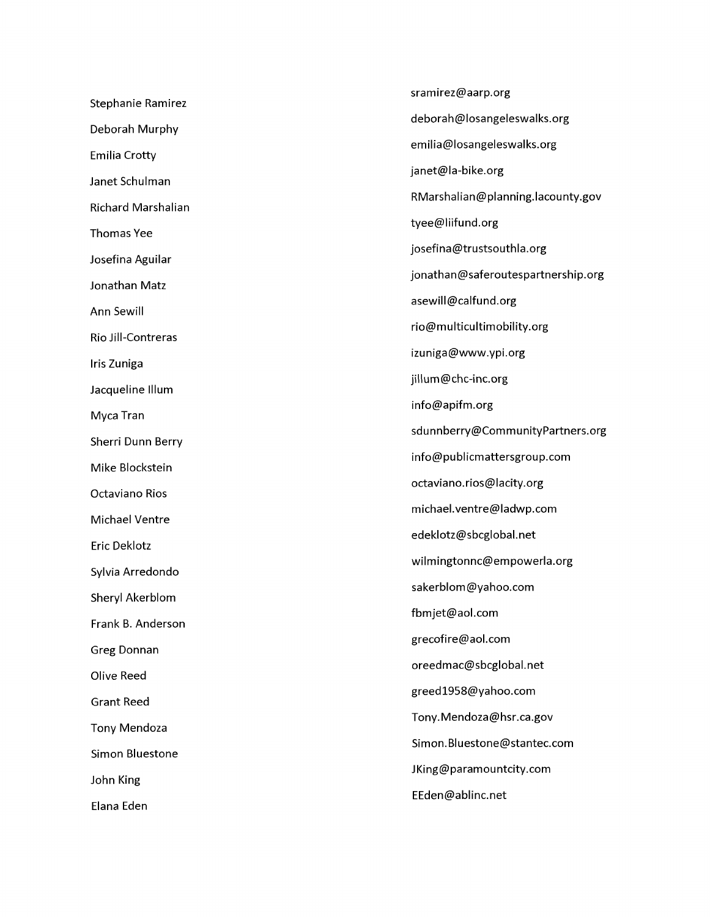| | |
|---|---|
| Stephanie Ramirez | sramirez@aarp.org |
| Deborah Murphy | deborah@losangeleswalks.org |
| Emilia Crotty | emilia@losangeleswalks.org |
| Janet Schulman | janet@la-bike.org |
| Richard Marshalian | RMarshalian@planning.lacounty.gov |
| Thomas Yee | tyee@liifund.org |
| Josefina Aguilar | josefina@trustsouthla.org |
| Jonathan Matz | jonathan@saferoutespartnership.org |
| Ann Sewill | asewill@calfund.org |
| Rio Jill-Contreras | rio@multicultimobility.org |
| Iris Zuniga | izuniga@www.ypi.org |
| Jacqueline Illum | jillum@chc-inc.org |
| Myca Tran | info@apifm.org |
| Sherri Dunn Berry | sdunnberry@CommunityPartners.org |
| Mike Blockstein | info@publicmattersgroup.com |
| Octaviano Rios | octaviano.rios@lacity.org |
| Michael Ventre | michael.ventre@ladwp.com |
| Eric Deklotz | edeklotz@sbcglobal.net |
| Sylvia Arredondo | wilmingtonnc@empowerla.org |
| Sheryl Akerblom | sakerblom@yahoo.com |
| Frank B. Anderson | fbmjet@aol.com |
| Greg Donnan | grecofire@aol.com |
| Olive Reed | oreedmac@sbcglobal.net |
| Grant Reed | greed1958@yahoo.com |
| Tony Mendoza | Tony.Mendoza@hsr.ca.gov |
| Simon Bluestone | Simon.Bluestone@stantec.com |
| John King | JKing@paramountcity.com |
| Elana Eden | EEden@ablinc.net |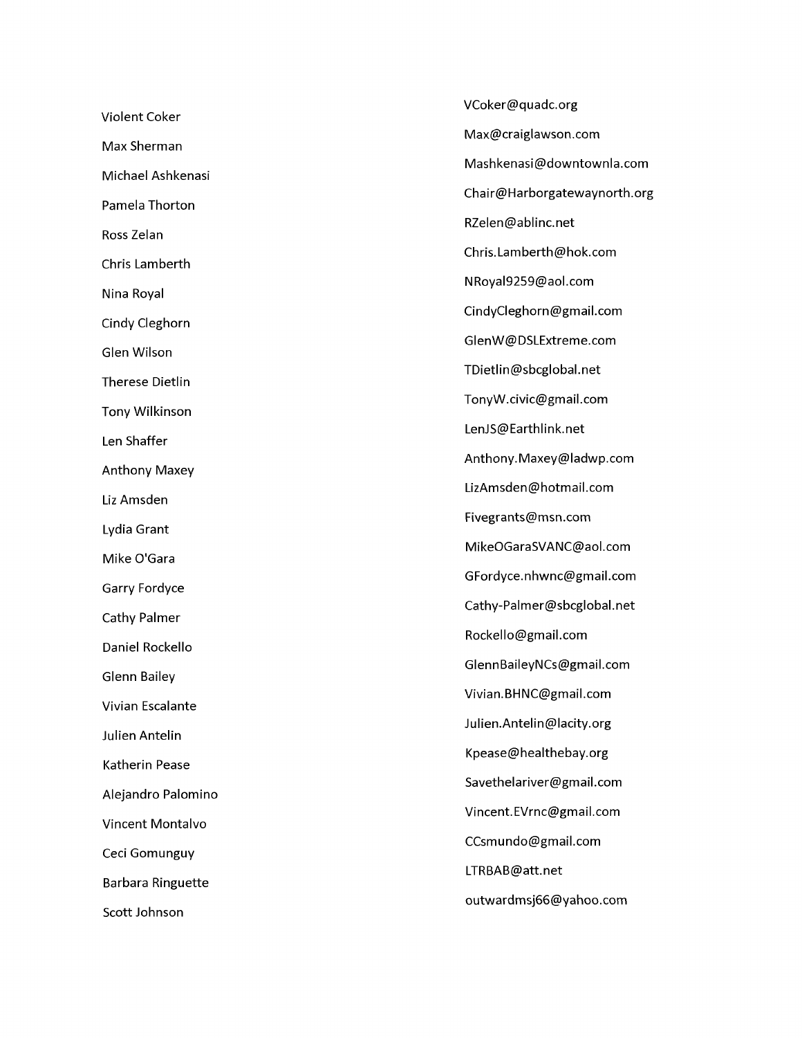| | |
|---|---|
| Violent Coker | VCoker@quadc.org |
| Max Sherman | Max@craiglawson.com |
| Michael Ashkenasi | Mashkenasi@downtownla.com |
| Pamela Thorton | Chair@Harborgatewaynorth.org |
| Ross Zelan | RZelen@ablinc.net |
| Chris Lamberth | Chris.Lamberth@hok.com |
| Nina Royal | NRoyal9259@aol.com |
| Cindy Cleghorn | CindyCleghorn@gmail.com |
| Glen Wilson | GlenW@DSLExtreme.com |
| Therese Dietlin | TDietlin@sbcglobal.net |
| Tony Wilkinson | TonyW.civic@gmail.com |
| Len Shaffer | LenJS@Earthlink.net |
| Anthony Maxey | Anthony.Maxey@ladwp.com |
| Liz Amsden | LizAmsden@hotmail.com |
| Lydia Grant | Fivegrants@msn.com |
| Mike O'Gara | MikeOGaraSVANC@aol.com |
| Garry Fordyce | GFordyce.nhwnc@gmail.com |
| Cathy Palmer | Cathy-Palmer@sbcglobal.net |
| Daniel Rockello | Rockello@gmail.com |
| Glenn Bailey | GlennBaileyNCs@gmail.com |
| Vivian Escalante | Vivian.BHNC@gmail.com |
| Julien Antelin | Julien.Antelin@lacity.org |
| Katherin Pease | Kpease@healthebay.org |
| Alejandro Palomino | Savethelariver@gmail.com |
| Vincent Montalvo | Vincent.EVrnc@gmail.com |
| Ceci Gomunguy | CCsmundo@gmail.com |
| Barbara Ringuette | LTRBAB@att.net |
| Scott Johnson | outwardmsj66@yahoo.com |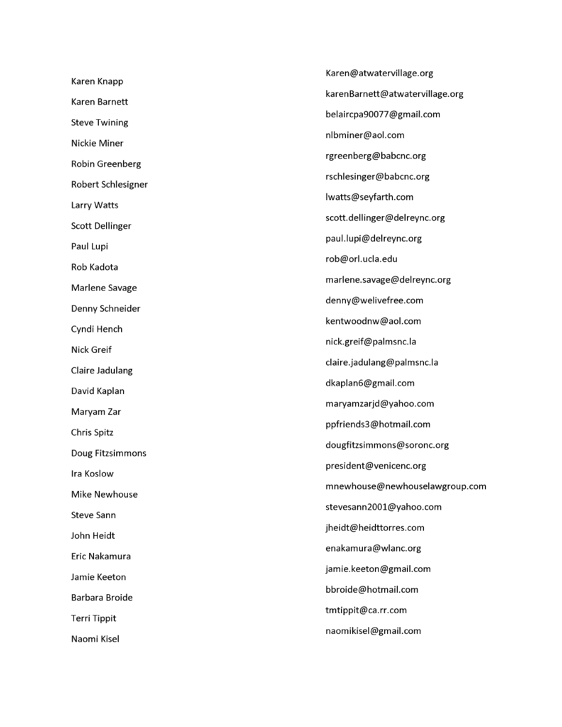| | |
|---|---|
| Karen Knapp | Karen@atwatervillage.org |
| Karen Barnett | karenBarnett@atwatervillage.org |
| Steve Twining | belaircpa90077@gmail.com |
| Nickie Miner | nlbminer@aol.com |
| Robin Greenberg | rgreenberg@babcnc.org |
| Robert Schlesigner | rschlesinger@babcnc.org |
| Larry Watts | lwatts@seyfarth.com |
| Scott Dellinger | scott.dellinger@delreync.org |
| Paul Lupi | paul.lupi@delreync.org |
| Rob Kadota | rob@orl.ucla.edu |
| Marlene Savage | marlene.savage@delreync.org |
| Denny Schneider | denny@welivefree.com |
| Cyndi Hench | kentwoodnw@aol.com |
| Nick Greif | nick.greif@palmsnc.la |
| Claire Jadulang | claire.jadulang@palmsnc.la |
| David Kaplan | dkaplan6@gmail.com |
| Maryam Zar | maryamzarjd@yahoo.com |
| Chris Spitz | ppfriends3@hotmail.com |
| Doug Fitzsimmons | dougfitzsimmons@soronc.org |
| Ira Koslow | president@venicenc.org |
| Mike Newhouse | mnewhouse@newhouselawgroup.com |
| Steve Sann | stevesann2001@yahoo.com |
| John Heidt | jheidt@heidttorres.com |
| Eric Nakamura | enakamura@wlanc.org |
| Jamie Keeton | jamie.keeton@gmail.com |
| Barbara Broide | bbroide@hotmail.com |
| Terri Tippit | tmtippit@ca.rr.com |
| Naomi Kisel | naomikisel@gmail.com |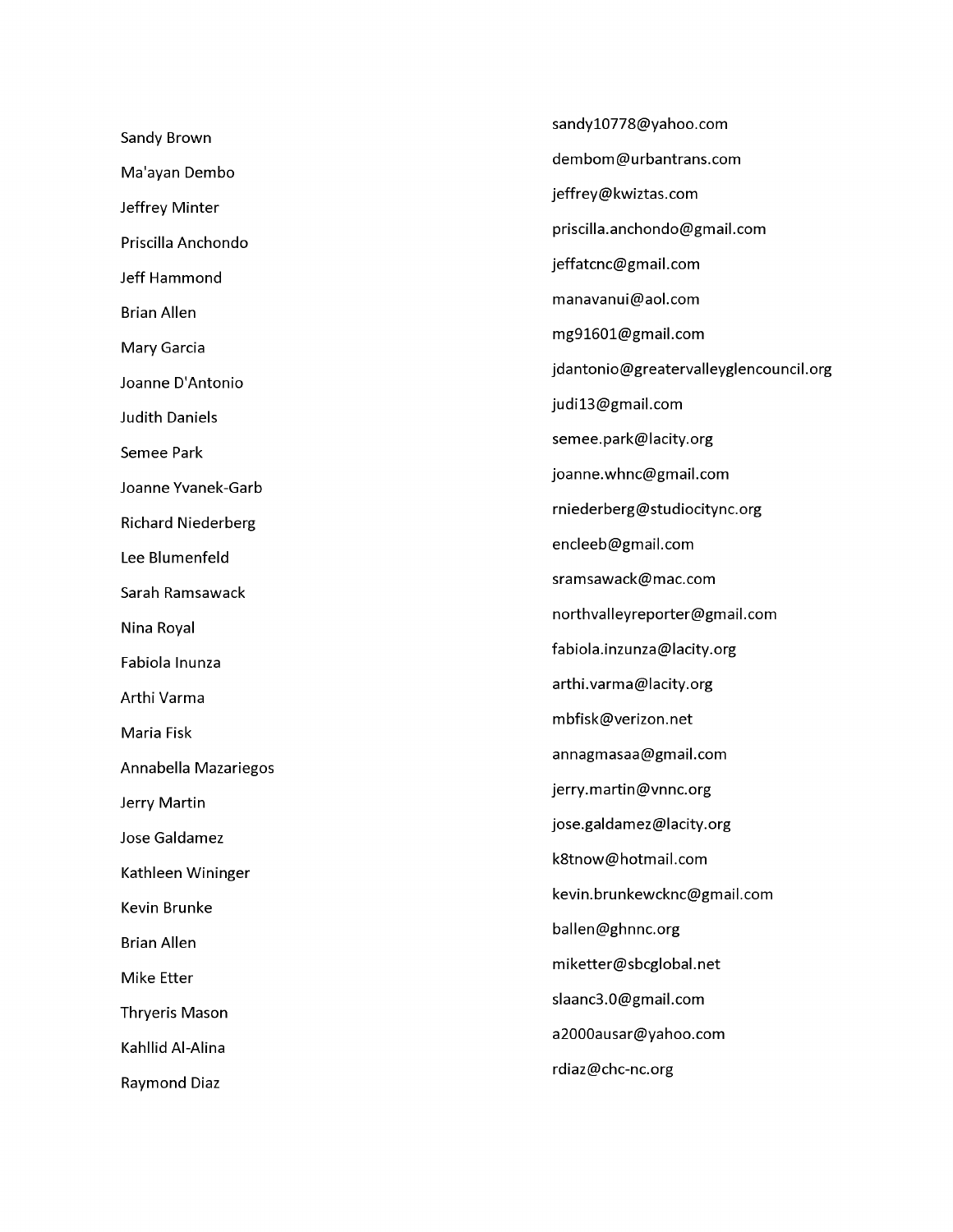| | |
|---|---|
| Sandy Brown | sandy10778@yahoo.com |
| Ma'ayan Dembo | dembom@urbantrans.com |
| Jeffrey Minter | jeffrey@kwiztas.com |
| Priscilla Anchondo | priscilla.anchondo@gmail.com |
| Jeff Hammond | jeffatcnc@gmail.com |
| Brian Allen | manavanui@aol.com |
| Mary Garcia | mg91601@gmail.com |
| Joanne D'Antonio | jdantonio@greatervalleyglencouncil.org |
| Judith Daniels | judi13@gmail.com |
| Semee Park | semee.park@lacity.org |
| Joanne Yvanek-Garb | joanne.whnc@gmail.com |
| Richard Niederberg | rniederberg@studiocitync.org |
| Lee Blumenfeld | encleeb@gmail.com |
| Sarah Ramsawack | sramsawack@mac.com |
| Nina Royal | northvalleyreporter@gmail.com |
| Fabiola Inunza | fabiola.inzunza@lacity.org |
| Arthi Varma | arthi.varma@lacity.org |
| Maria Fisk | mbfisk@verizon.net |
| Annabella Mazariegos | annagmasaa@gmail.com |
| Jerry Martin | jerry.martin@vnnc.org |
| Jose Galdamez | jose.galdamez@lacity.org |
| Kathleen Wininger | k8tnow@hotmail.com |
| Kevin Brunke | kevin.brunkewcknc@gmail.com |
| Brian Allen | ballen@ghnnc.org |
| Mike Etter | miketter@sbcglobal.net |
| Thryeris Mason | slaanc3.0@gmail.com |
| Kahllid Al-Alina | a2000ausar@yahoo.com |
| Raymond Diaz | rdiaz@chc-nc.org |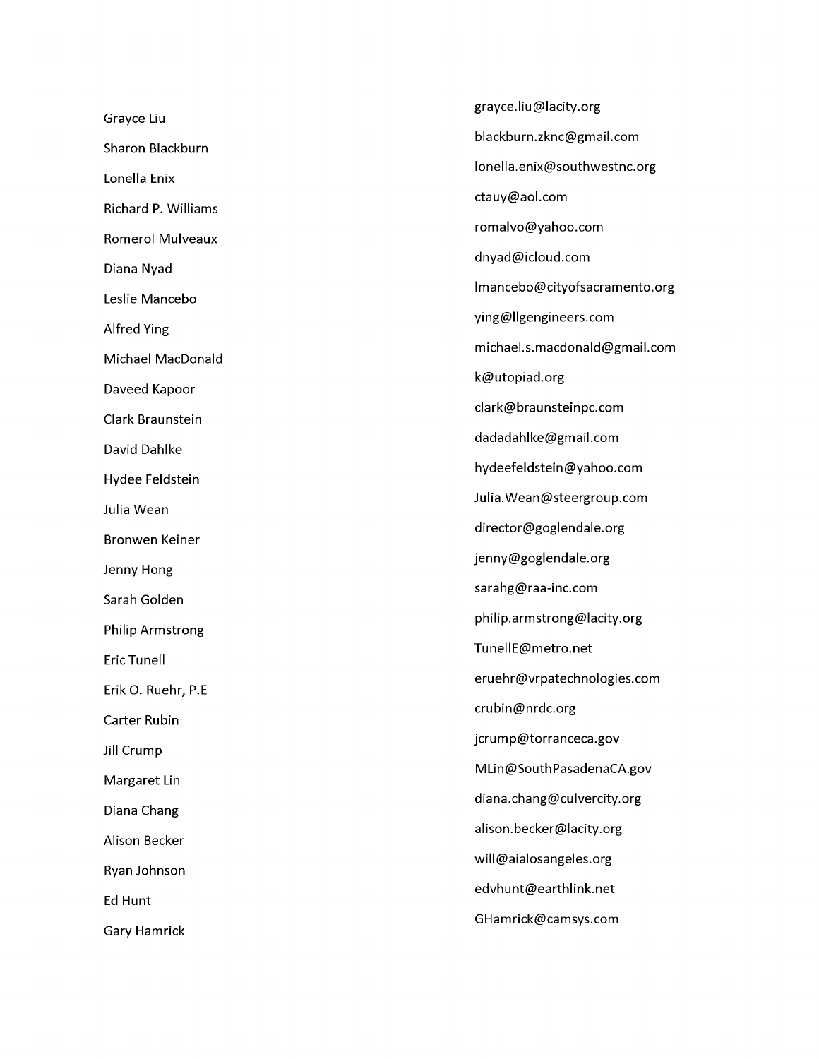| Name | Email |
| --- | --- |
| Grayce Liu | grayce.liu@lacity.org |
| Sharon Blackburn | blackburn.zknc@gmail.com |
| Lonella Enix | lonella.enix@southwestnc.org |
| Richard P. Williams | ctauy@aol.com |
| Romerol Mulveaux | romalvo@yahoo.com |
| Diana Nyad | dnyad@icloud.com |
| Leslie Mancebo | lmancebo@cityofsacramento.org |
| Alfred Ying | ying@llgengineers.com |
| Michael MacDonald | michael.s.macdonald@gmail.com |
| Daveed Kapoor | k@utopiad.org |
| Clark Braunstein | clark@braunsteinpc.com |
| David Dahlke | dadadahlke@gmail.com |
| Hydee Feldstein | hydeefeldstein@yahoo.com |
| Julia Wean | Julia.Wean@steergroup.com |
| Bronwen Keiner | director@goglendale.org |
| Jenny Hong | jenny@goglendale.org |
| Sarah Golden | sarahg@raa-inc.com |
| Philip Armstrong | philip.armstrong@lacity.org |
| Eric Tunell | TunellE@metro.net |
| Erik O. Ruehr, P.E | eruehr@vrpatechnologies.com |
| Carter Rubin | crubin@nrdc.org |
| Jill Crump | jcrump@torranceca.gov |
| Margaret Lin | MLin@SouthPasadenaCA.gov |
| Diana Chang | diana.chang@culvercity.org |
| Alison Becker | alison.becker@lacity.org |
| Ryan Johnson | will@aialosangeles.org |
| Ed Hunt | edvhunt@earthlink.net |
| Gary Hamrick | GHamrick@camsys.com |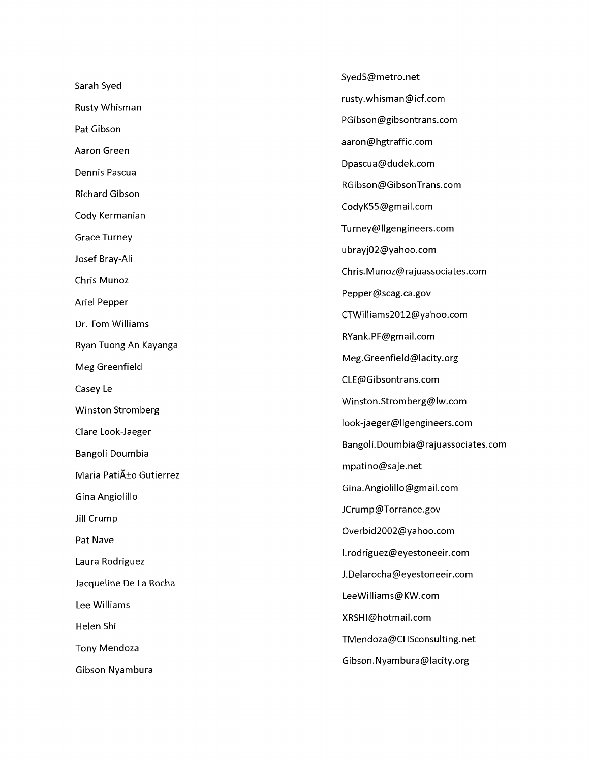| Name | Email |
|---|---|
| Sarah Syed | SyedS@metro.net |
| Rusty Whisman | rusty.whisman@icf.com |
| Pat Gibson | PGibson@gibsontrans.com |
| Aaron Green | aaron@hgtraffic.com |
| Dennis Pascua | Dpascua@dudek.com |
| Richard Gibson | RGibson@GibsonTrans.com |
| Cody Kermanian | CodyK55@gmail.com |
| Grace Turney | Turney@llgengineers.com |
| Josef Bray-Ali | ubrayj02@yahoo.com |
| Chris Munoz | Chris.Munoz@rajuassociates.com |
| Ariel Pepper | Pepper@scag.ca.gov |
| Dr. Tom Williams | CTWilliams2012@yahoo.com |
| Ryan Tuong An Kayanga | RYank.PF@gmail.com |
| Meg Greenfield | Meg.Greenfield@lacity.org |
| Casey Le | CLE@Gibsontrans.com |
| Winston Stromberg | Winston.Stromberg@lw.com |
| Clare Look-Jaeger | look-jaeger@llgengineers.com |
| Bangoli Doumbia | Bangoli.Doumbia@rajuassociates.com |
| Maria PatiÃ±o Gutierrez | mpatino@saje.net |
| Gina Angiolillo | Gina.Angiolillo@gmail.com |
| Jill Crump | JCrump@Torrance.gov |
| Pat Nave | Overbid2002@yahoo.com |
| Laura Rodriguez | l.rodriguez@eyestoneeir.com |
| Jacqueline De La Rocha | J.Delarocha@eyestoneeir.com |
| Lee Williams | LeeWilliams@KW.com |
| Helen Shi | XRSHI@hotmail.com |
| Tony Mendoza | TMendoza@CHSconsulting.net |
| Gibson Nyambura | Gibson.Nyambura@lacity.org |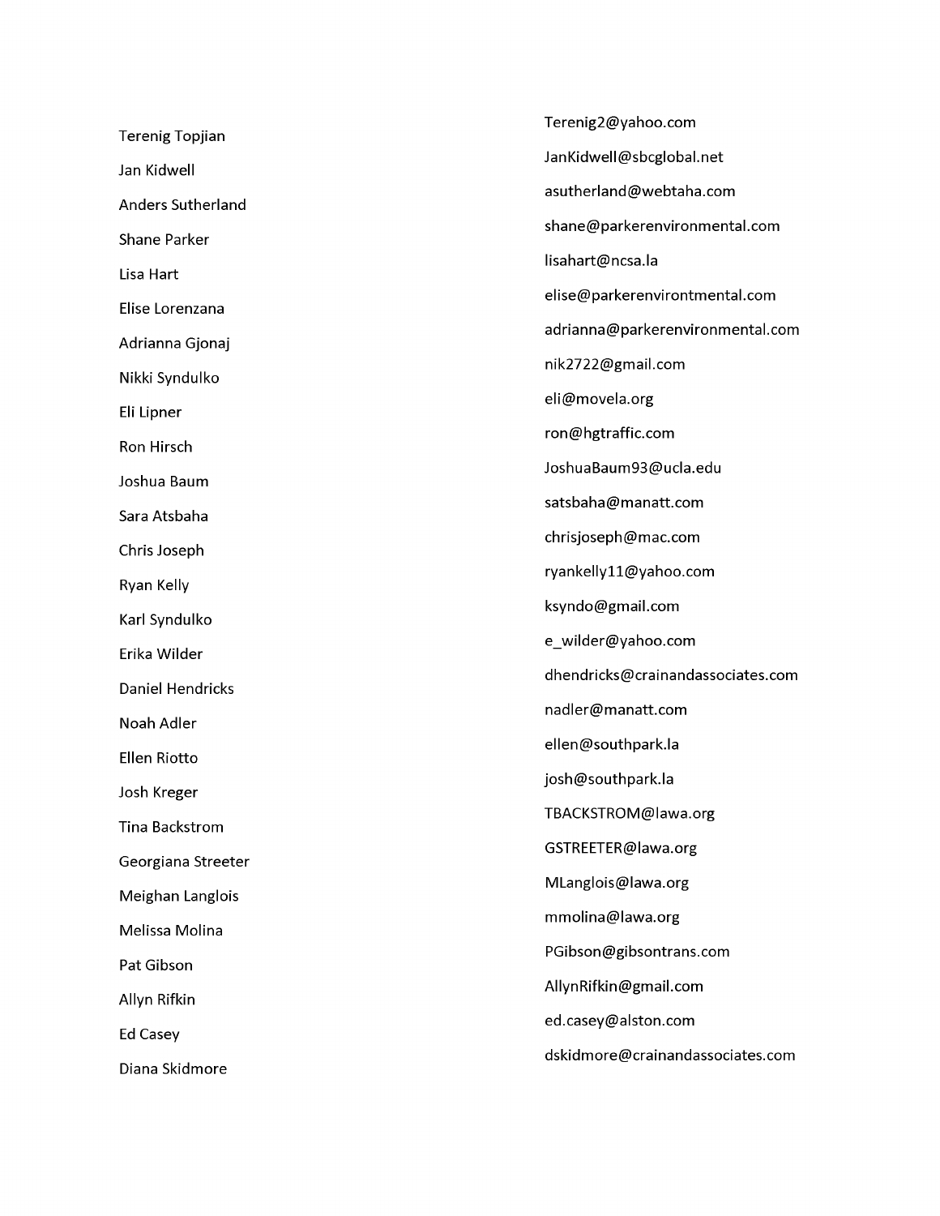| Name | Email |
| --- | --- |
| Terenig Topjian | Terenig2@yahoo.com |
| Jan Kidwell | JanKidwell@sbcglobal.net |
| Anders Sutherland | asutherland@webtaha.com |
| Shane Parker | shane@parkerenvironmental.com |
| Lisa Hart | lisahart@ncsa.la |
| Elise Lorenzana | elise@parkerenvirontmental.com |
| Adrianna Gjonaj | adrianna@parkerenvironmental.com |
| Nikki Syndulko | nik2722@gmail.com |
| Eli Lipner | eli@movela.org |
| Ron Hirsch | ron@hgtraffic.com |
| Joshua Baum | JoshuaBaum93@ucla.edu |
| Sara Atsbaha | satsbaha@manatt.com |
| Chris Joseph | chrisjoseph@mac.com |
| Ryan Kelly | ryankelly11@yahoo.com |
| Karl Syndulko | ksyndo@gmail.com |
| Erika Wilder | e_wilder@yahoo.com |
| Daniel Hendricks | dhendricks@crainandassociates.com |
| Noah Adler | nadler@manatt.com |
| Ellen Riotto | ellen@southpark.la |
| Josh Kreger | josh@southpark.la |
| Tina Backstrom | TBACKSTROM@lawa.org |
| Georgiana Streeter | GSTREETER@lawa.org |
| Meighan Langlois | MLanglois@lawa.org |
| Melissa Molina | mmolina@lawa.org |
| Pat Gibson | PGibson@gibsontrans.com |
| Allyn Rifkin | AllynRifkin@gmail.com |
| Ed Casey | ed.casey@alston.com |
| Diana Skidmore | dskidmore@crainandassociates.com |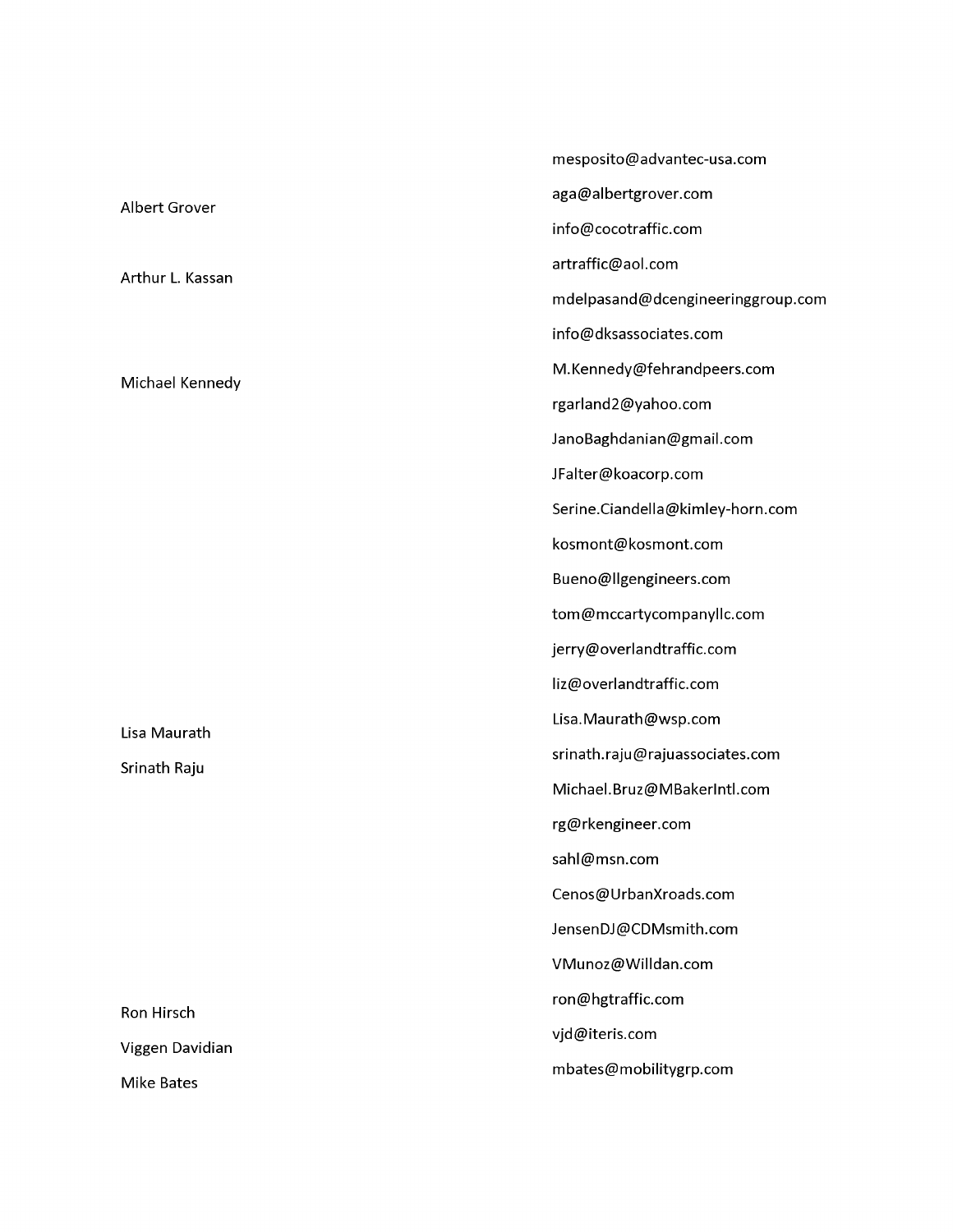| | |
|---|---|
| | mesposito@advantec-usa.com |
| Albert Grover | aga@albertgrover.com |
| | info@cocotraffic.com |
| Arthur L. Kassan | artraffic@aol.com |
| | mdelpasand@dcengineeringgroup.com |
| | info@dksassociates.com |
| Michael Kennedy | M.Kennedy@fehrandpeers.com |
| | rgarland2@yahoo.com |
| | JanoBaghdanian@gmail.com |
| | JFalter@koacorp.com |
| | Serine.Ciandella@kimley-horn.com |
| | kosmont@kosmont.com |
| | Bueno@llgengineers.com |
| | tom@mccartycompanyllc.com |
| | jerry@overlandtraffic.com |
| | liz@overlandtraffic.com |
| Lisa Maurath | Lisa.Maurath@wsp.com |
| Srinath Raju | srinath.raju@rajuassociates.com |
| | Michael.Bruz@MBakerIntl.com |
| | rg@rkengineer.com |
| | sahl@msn.com |
| | Cenos@UrbanXroads.com |
| | JensenDJ@CDMsmith.com |
| | VMunoz@Willdan.com |
| Ron Hirsch | ron@hgtraffic.com |
| Viggen Davidian | vjd@iteris.com |
| Mike Bates | mbates@mobilitygrp.com |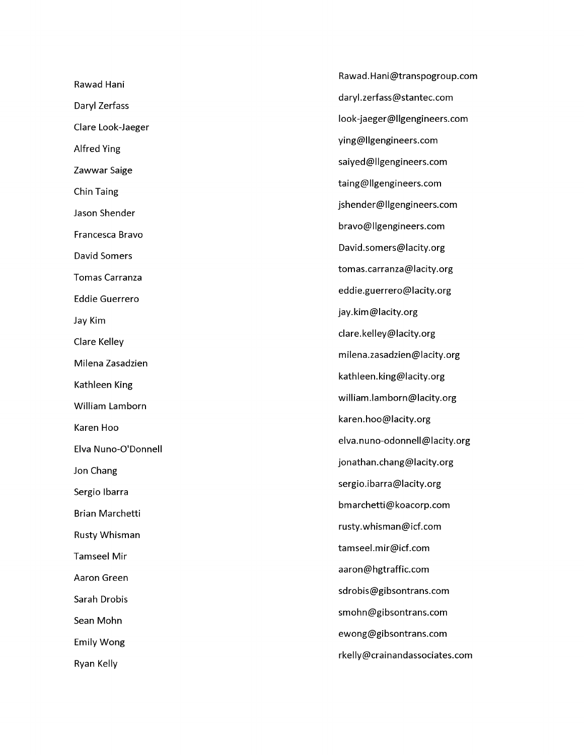| Name | Email |
|---|---|
| Rawad Hani | Rawad.Hani@transpogroup.com |
| Daryl Zerfass | daryl.zerfass@stantec.com |
| Clare Look-Jaeger | look-jaeger@llgengineers.com |
| Alfred Ying | ying@llgengineers.com |
| Zawwar Saige | saiyed@llgengineers.com |
| Chin Taing | taing@llgengineers.com |
| Jason Shender | jshender@llgengineers.com |
| Francesca Bravo | bravo@llgengineers.com |
| David Somers | David.somers@lacity.org |
| Tomas Carranza | tomas.carranza@lacity.org |
| Eddie Guerrero | eddie.guerrero@lacity.org |
| Jay Kim | jay.kim@lacity.org |
| Clare Kelley | clare.kelley@lacity.org |
| Milena Zasadzien | milena.zasadzien@lacity.org |
| Kathleen King | kathleen.king@lacity.org |
| William Lamborn | william.lamborn@lacity.org |
| Karen Hoo | karen.hoo@lacity.org |
| Elva Nuno-O'Donnell | elva.nuno-odonnell@lacity.org |
| Jon Chang | jonathan.chang@lacity.org |
| Sergio Ibarra | sergio.ibarra@lacity.org |
| Brian Marchetti | bmarchetti@koacorp.com |
| Rusty Whisman | rusty.whisman@icf.com |
| Tamseel Mir | tamseel.mir@icf.com |
| Aaron Green | aaron@hgtraffic.com |
| Sarah Drobis | sdrobis@gibsontrans.com |
| Sean Mohn | smohn@gibsontrans.com |
| Emily Wong | ewong@gibsontrans.com |
| Ryan Kelly | rkelly@crainandassociates.com |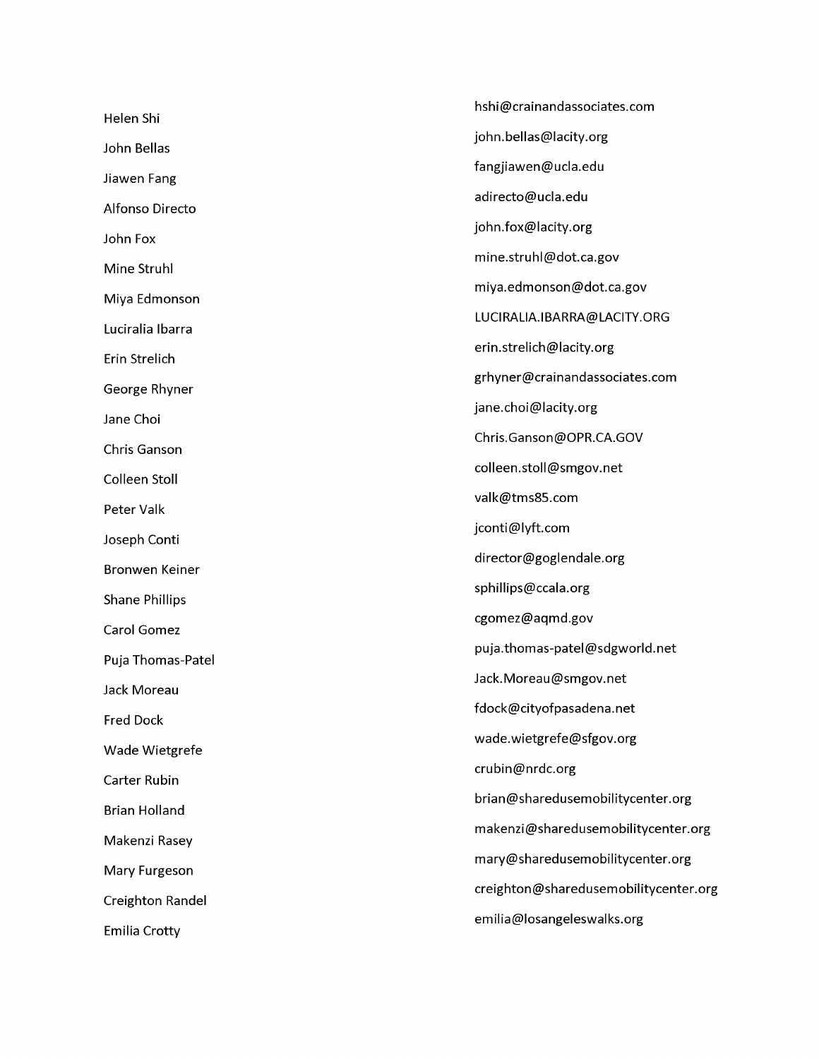| Name | Email |
| --- | --- |
| Helen Shi | hshi@crainandassociates.com |
| John Bellas | john.bellas@lacity.org |
| Jiawen Fang | fangjiawen@ucla.edu |
| Alfonso Directo | adirecto@ucla.edu |
| John Fox | john.fox@lacity.org |
| Mine Struhl | mine.struhl@dot.ca.gov |
| Miya Edmonson | miya.edmonson@dot.ca.gov |
| Luciralia Ibarra | LUCIRALIA.IBARRA@LACITY.ORG |
| Erin Strelich | erin.strelich@lacity.org |
| George Rhyner | grhyner@crainandassociates.com |
| Jane Choi | jane.choi@lacity.org |
| Chris Ganson | Chris.Ganson@OPR.CA.GOV |
| Colleen Stoll | colleen.stoll@smgov.net |
| Peter Valk | valk@tms85.com |
| Joseph Conti | jconti@lyft.com |
| Bronwen Keiner | director@goglendale.org |
| Shane Phillips | sphillips@ccala.org |
| Carol Gomez | cgomez@aqmd.gov |
| Puja Thomas-Patel | puja.thomas-patel@sdgworld.net |
| Jack Moreau | Jack.Moreau@smgov.net |
| Fred Dock | fdock@cityofpasadena.net |
| Wade Wietgrefe | wade.wietgrefe@sfgov.org |
| Carter Rubin | crubin@nrdc.org |
| Brian Holland | brian@sharedusemobilitycenter.org |
| Makenzi Rasey | makenzi@sharedusemobilitycenter.org |
| Mary Furgeson | mary@sharedusemobilitycenter.org |
| Creighton Randel | creighton@sharedusemobilitycenter.org |
| Emilia Crotty | emilia@losangeleswalks.org |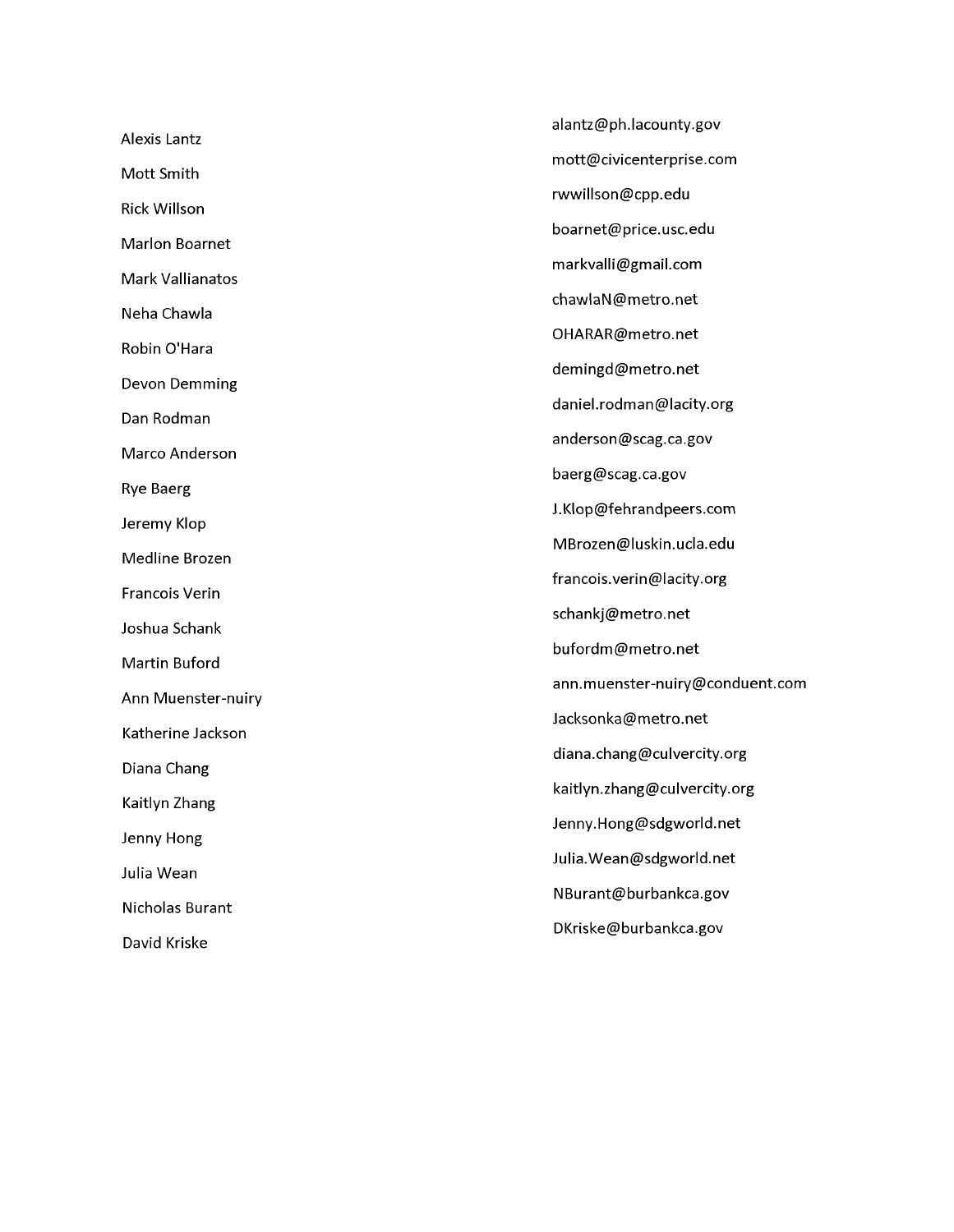| | |
|---|---|
| Alexis Lantz | alantz@ph.lacounty.gov |
| Mott Smith | mott@civicenterprise.com |
| Rick Willson | rwwillson@cpp.edu |
| Marlon Boarnet | boarnet@price.usc.edu |
| Mark Vallianatos | markvalli@gmail.com |
| Neha Chawla | chawlaN@metro.net |
| Robin O'Hara | OHARAR@metro.net |
| Devon Demming | demingd@metro.net |
| Dan Rodman | daniel.rodman@lacity.org |
| Marco Anderson | anderson@scag.ca.gov |
| Rye Baerg | baerg@scag.ca.gov |
| Jeremy Klop | J.Klop@fehrandpeers.com |
| Medline Brozen | MBrozen@luskin.ucla.edu |
| Francois Verin | francois.verin@lacity.org |
| Joshua Schank | schankj@metro.net |
| Martin Buford | bufordm@metro.net |
| Ann Muenster-nuiry | ann.muenster-nuiry@conduent.com |
| Katherine Jackson | Jacksonka@metro.net |
| Diana Chang | diana.chang@culvercity.org |
| Kaitlyn Zhang | kaitlyn.zhang@culvercity.org |
| Jenny Hong | Jenny.Hong@sdgworld.net |
| Julia Wean | Julia.Wean@sdgworld.net |
| Nicholas Burant | NBurant@burbankca.gov |
| David Kriske | DKriske@burbankca.gov |